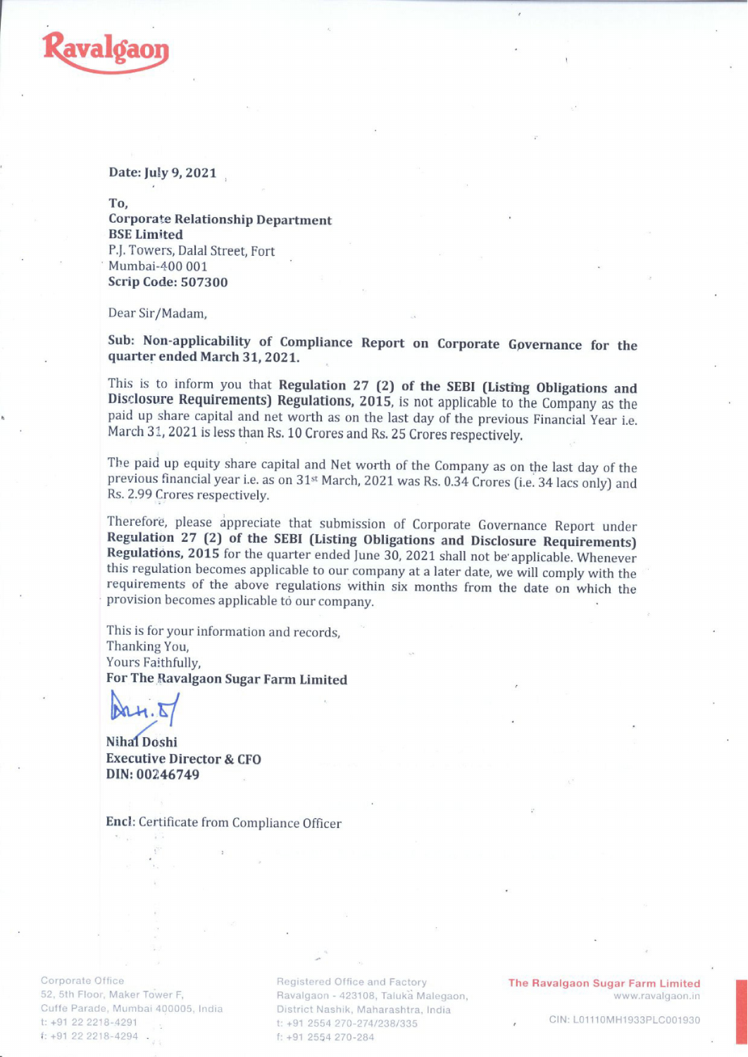Ravalgaon

Date: July 9, 2021

To,
**Corporate Relationship Department**
**BSE Limited**
P.J. Towers, Dalal Street, Fort
Mumbai-400 001
**Scrip Code: 507300**

Dear Sir/Madam,

**Sub: Non-applicability of Compliance Report on Corporate Governance for the quarter ended March 31, 2021.**

This is to inform you that **Regulation 27 (2) of the SEBI (Listing Obligations and Disclosure Requirements) Regulations, 2015**, is not applicable to the Company as the paid up share capital and net worth as on the last day of the previous Financial Year i.e. March 31, 2021 is less than Rs. 10 Crores and Rs. 25 Crores respectively.

The paid up equity share capital and Net worth of the Company as on the last day of the previous financial year i.e. as on 31st March, 2021 was Rs. 0.34 Crores (i.e. 34 lacs only) and Rs. 2.99 Crores respectively.

Therefore, please appreciate that submission of Corporate Governance Report under **Regulation 27 (2) of the SEBI (Listing Obligations and Disclosure Requirements) Regulations, 2015** for the quarter ended June 30, 2021 shall not be applicable. Whenever this regulation becomes applicable to our company at a later date, we will comply with the requirements of the above regulations within six months from the date on which the provision becomes applicable to our company.

This is for your information and records,
Thanking You,
Yours Faithfully,
**For The Ravalgaon Sugar Farm Limited**

**Nihal Doshi**
**Executive Director & CFO**
**DIN: 00246749**

**Encl:** Certificate from Compliance Officer

Corporate Office
52, 5th Floor, Maker Tower F,
Cuffe Parade, Mumbai 400005, India
t: +91 22 2218-4291
f: +91 22 2218-4294

Registered Office and Factory
Ravalgaon - 423108, Taluka Malegaon,
District Nashik, Maharashtra, India
t: +91 2554 270-274/238/335
f: +91 2554 270-284

The Ravalgaon Sugar Farm Limited
www.ravalgaon.in
CIN: L01110MH1933PLC001930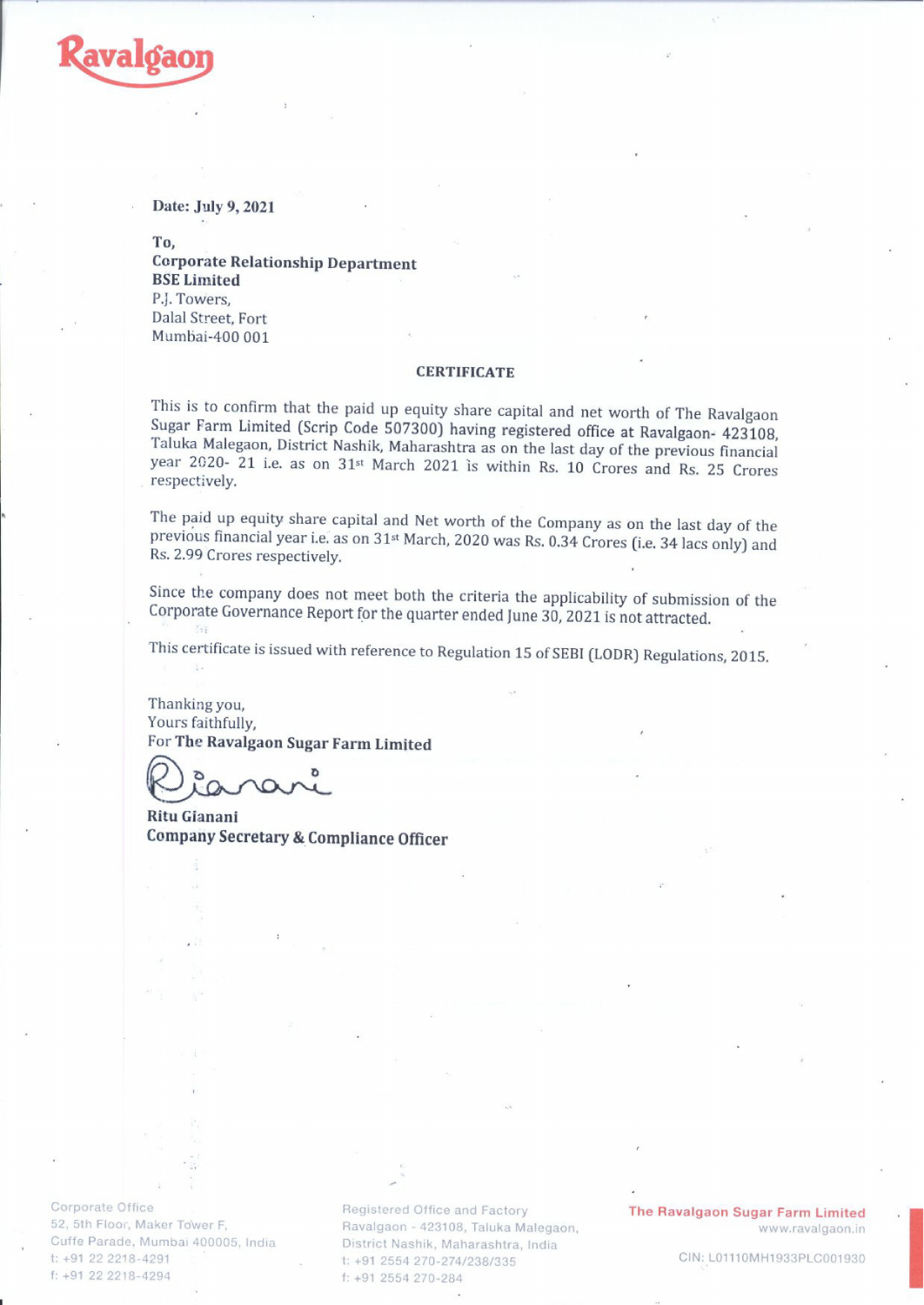Ravalgaon

**Date: July 9, 2021**

**To,**
**Corporate Relationship Department**
**BSE Limited**
P.J. Towers,
Dalal Street, Fort
Mumbai-400 001

**CERTIFICATE**

This is to confirm that the paid up equity share capital and net worth of The Ravalgaon Sugar Farm Limited (Scrip Code 507300) having registered office at Ravalgaon- 423108, Taluka Malegaon, District Nashik, Maharashtra as on the last day of the previous financial year 2020- 21 i.e. as on 31st March 2021 is within Rs. 10 Crores and Rs. 25 Crores respectively.

The paid up equity share capital and Net worth of the Company as on the last day of the previous financial year i.e. as on 31st March, 2020 was Rs. 0.34 Crores (i.e. 34 lacs only) and Rs. 2.99 Crores respectively.

Since the company does not meet both the criteria the applicability of submission of the Corporate Governance Report for the quarter ended June 30, 2021 is not attracted.

This certificate is issued with reference to Regulation 15 of SEBI (LODR) Regulations, 2015.

Thanking you,
Yours faithfully,
For **The Ravalgaon Sugar Farm Limited**

**Ritu Gianani**
**Company Secretary & Compliance Officer**

Corporate Office
52, 5th Floor, Maker Tower F,
Cuffe Parade, Mumbai 400005, India
t: +91 22 2218-4291
f: +91 22 2218-4294

Registered Office and Factory
Ravalgaon - 423108, Taluka Malegaon,
District Nashik, Maharashtra, India
t: +91 2554 270-274/238/335
f: +91 2554 270-284

**The Ravalgaon Sugar Farm Limited**
www.ravalgaon.in

CIN: L01110MH1933PLC001930